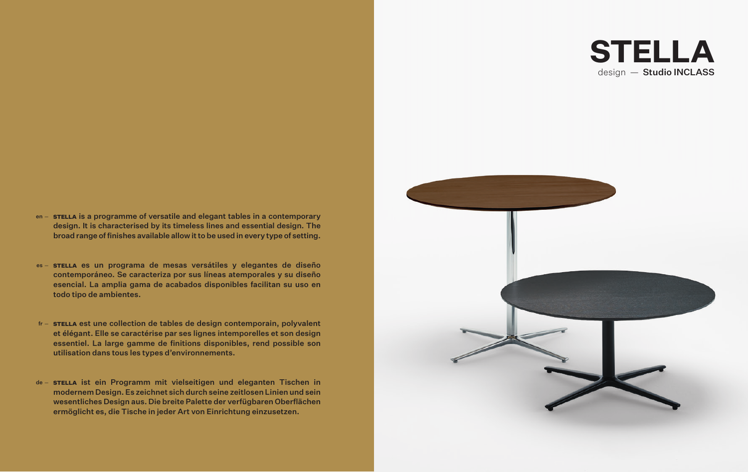# STELLA

design — **Studio INCLASS**

en – **STELLA is a programme of versatile and elegant tables in a contemporary design. It is characterised by its timeless lines and essential design. The broad range of finishes available allow it to be used in every type of setting.**

es – **STELLA es un programa de mesas versátiles y elegantes de diseño contemporáneo. Se caracteriza por sus líneas atemporales y su diseño esencial. La amplia gama de acabados disponibles facilitan su uso en todo tipo de ambientes.**

fr – **STELLA est une collection de tables de design contemporain, polyvalent et élégant. Elle se caractérise par ses lignes intemporelles et son design essentiel. La large gamme de finitions disponibles, rend possible son utilisation dans tous les types d'environnements.**

de – **STELLA ist ein Programm mit vielseitigen und eleganten Tischen in modernem Design. Es zeichnet sich durch seine zeitlosen Linien und sein wesentliches Design aus. Die breite Palette der verfügbaren Oberflächen ermöglicht es, die Tische in jeder Art von Einrichtung einzusetzen.**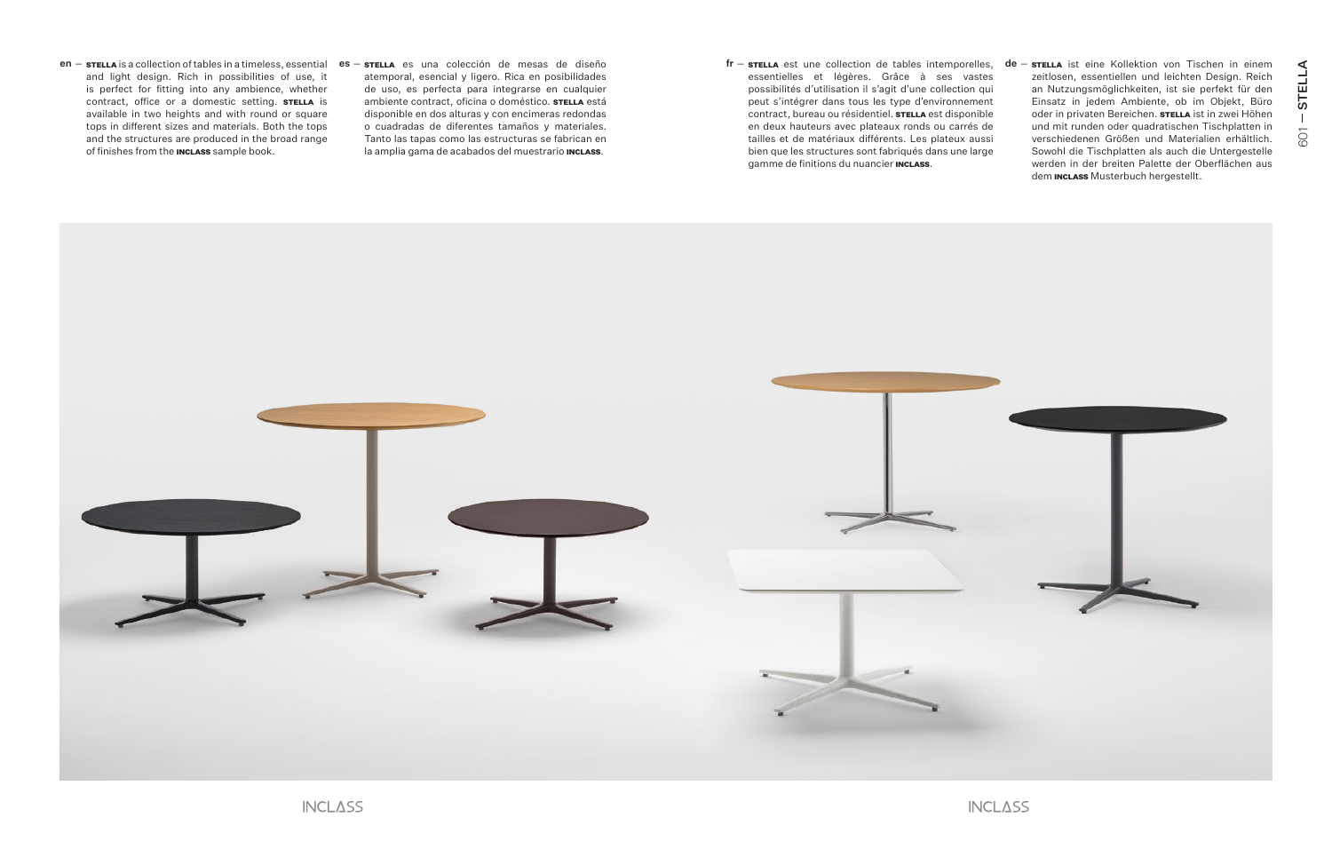**en** — **STELLA** is a collection of tables in a timeless, essential and light design. Rich in possibilities of use, it is perfect for fitting into any ambience, whether contract, office or a domestic setting. **STELLA** is available in two heights and with round or square tops in different sizes and materials. Both the tops and the structures are produced in the broad range of finishes from the **INCLASS** sample book.

**es** — **STELLA** es una colección de mesas de diseño atemporal, esencial y ligero. Rica en posibilidades de uso, es perfecta para integrarse en cualquier ambiente contract, oficina o doméstico. **STELLA** está disponible en dos alturas y con encimeras redondas o cuadradas de diferentes tamaños y materiales. Tanto las tapas como las estructuras se fabrican en la amplia gama de acabados del muestrario **INCLASS**.

**fr** — **STELLA** est une collection de tables intemporelles, essentielles et légères. Grâce à ses vastes possibilités d'utilisation il s'agit d'une collection qui peut s'intégrer dans tous les type d'environnement contract, bureau ou résidentiel. **STELLA** est disponible en deux hauteurs avec plateaux ronds ou carrés de tailles et de matériaux différents. Les plateaux aussi bien que les structures sont fabriqués dans une large gamme de finitions du nuancier **INCLASS**.

**de** — **STELLA** ist eine Kollektion von Tischen in einem zeitlosen, essentiellen und leichten Design. Reich an Nutzungsmöglichkeiten, ist sie perfekt für den Einsatz in jedem Ambiente, ob im Objekt, Büro oder in privaten Bereichen. **STELLA** ist in zwei Höhen und mit runden oder quadratischen Tischplatten in verschiedenen Größen und Materialien erhältlich. Sowohl die Tischplatten als auch die Untergestelle werden in der breiten Palette der Oberflächen aus dem **INCLASS** Musterbuch hergestellt.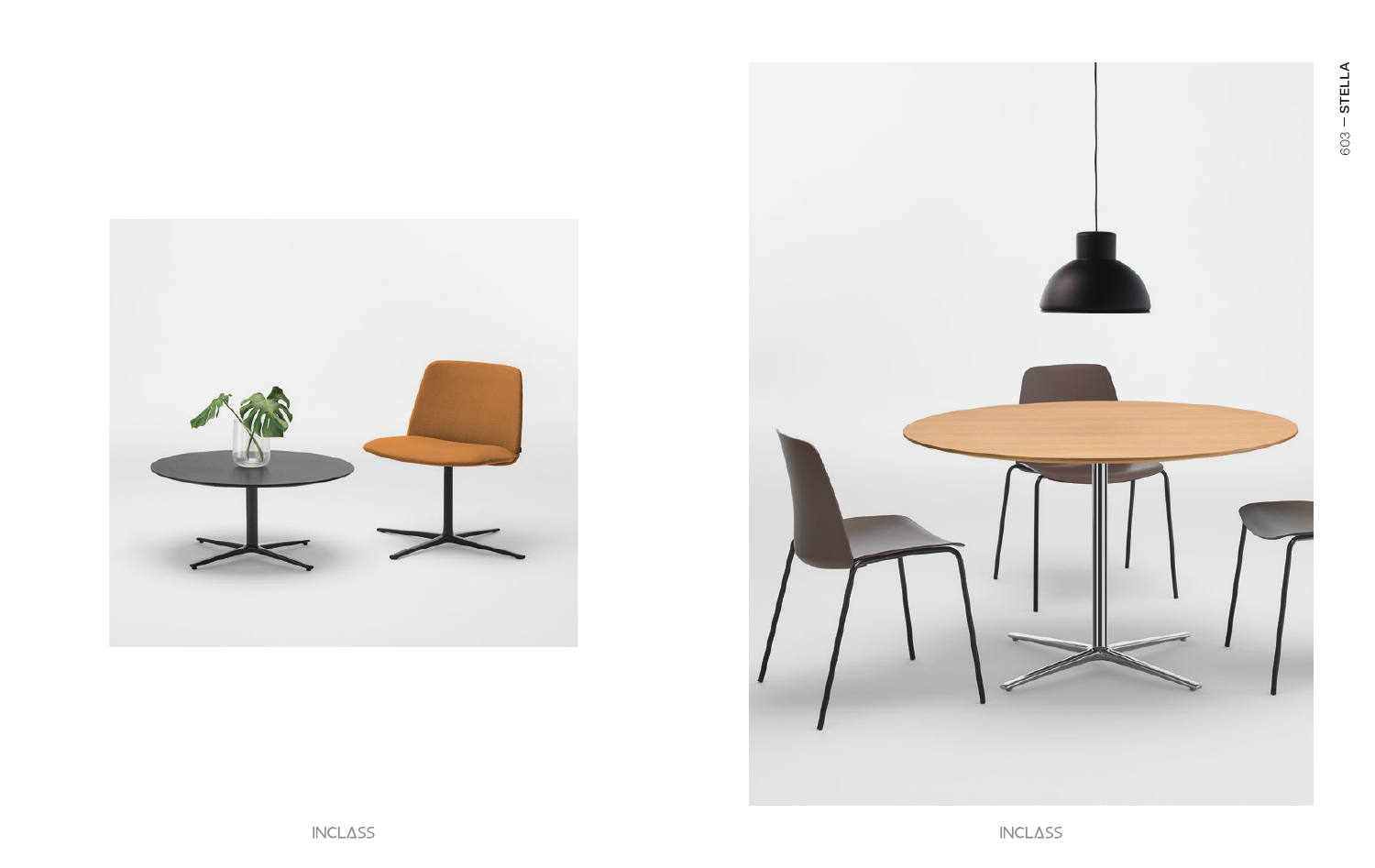INCLASS

INCLASS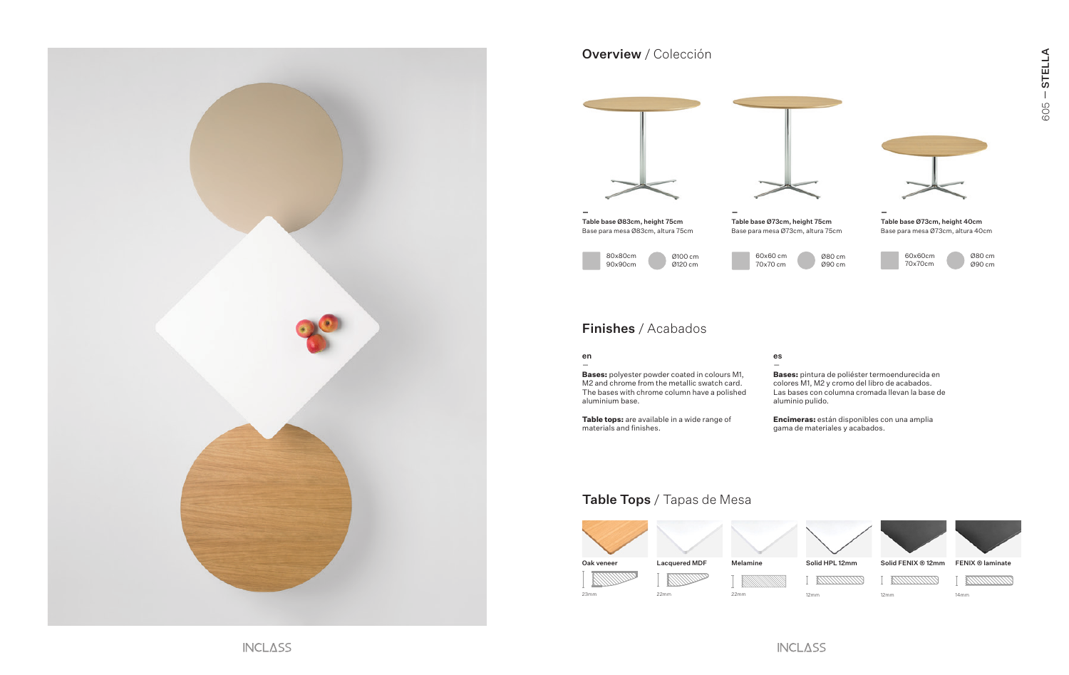## Overview / Colección

–
**Table base Ø83cm, height 75cm**
Base para mesa Ø83cm, altura 75cm

80x80cm
90x90cm

Ø100 cm
Ø120 cm

–
**Table base Ø73cm, height 75cm**
Base para mesa Ø73cm, altura 75cm

60x60 cm
70x70 cm

Ø80 cm
Ø90 cm

–
**Table base Ø73cm, height 40cm**
Base para mesa Ø73cm, altura 40cm

60x60cm
70x70cm

Ø80 cm
Ø90 cm

## Finishes / Acabados

**en**
–
**Bases:** polyester powder coated in colours M1, M2 and chrome from the metallic swatch card. The bases with chrome column have a polished aluminium base.

**Table tops:** are available in a wide range of materials and finishes.

**es**
–
**Bases:** pintura de poliéster termoendurecida en colores M1, M2 y cromo del libro de acabados. Las bases con columna cromada llevan la base de aluminio pulido.

**Encimeras:** están disponibles con una amplia gama de materiales y acabados.

## Table Tops / Tapas de Mesa

| Oak veneer | Lacquered MDF | Melamine | Solid HPL 12mm | Solid FENIX ® 12mm | FENIX ® laminate |
|---|---|---|---|---|---|
| 23mm | 22mm | 22mm | 12mm | 12mm | 14mm |